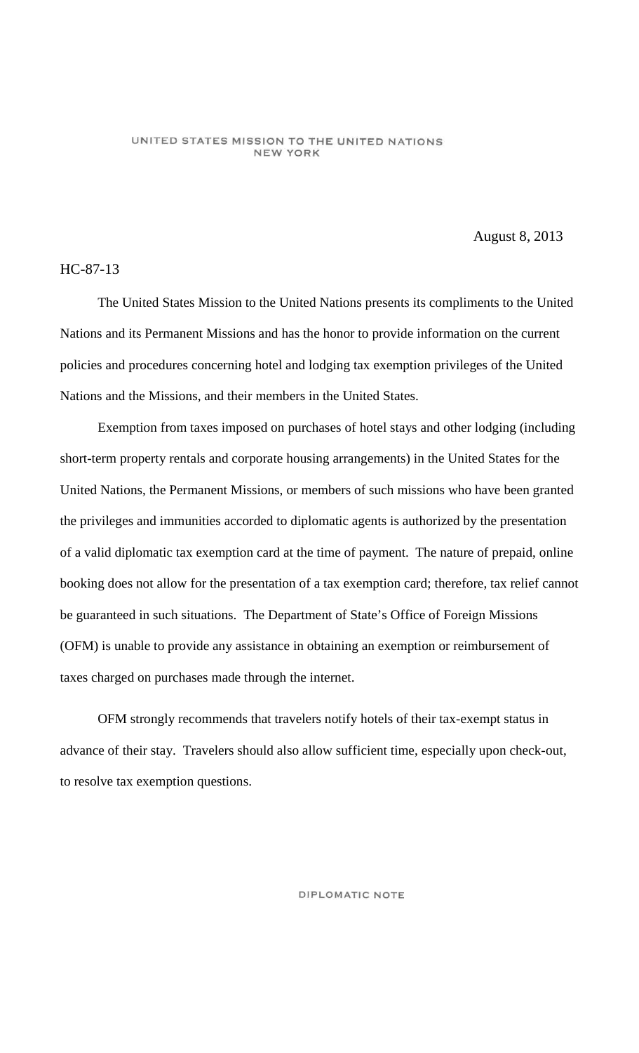UNITED STATES MISSION TO THE UNITED NATIONS
NEW YORK

August 8, 2013

HC-87-13

The United States Mission to the United Nations presents its compliments to the United Nations and its Permanent Missions and has the honor to provide information on the current policies and procedures concerning hotel and lodging tax exemption privileges of the United Nations and the Missions, and their members in the United States.

Exemption from taxes imposed on purchases of hotel stays and other lodging (including short-term property rentals and corporate housing arrangements) in the United States for the United Nations, the Permanent Missions, or members of such missions who have been granted the privileges and immunities accorded to diplomatic agents is authorized by the presentation of a valid diplomatic tax exemption card at the time of payment. The nature of prepaid, online booking does not allow for the presentation of a tax exemption card; therefore, tax relief cannot be guaranteed in such situations. The Department of State's Office of Foreign Missions (OFM) is unable to provide any assistance in obtaining an exemption or reimbursement of taxes charged on purchases made through the internet.

OFM strongly recommends that travelers notify hotels of their tax-exempt status in advance of their stay. Travelers should also allow sufficient time, especially upon check-out, to resolve tax exemption questions.

DIPLOMATIC NOTE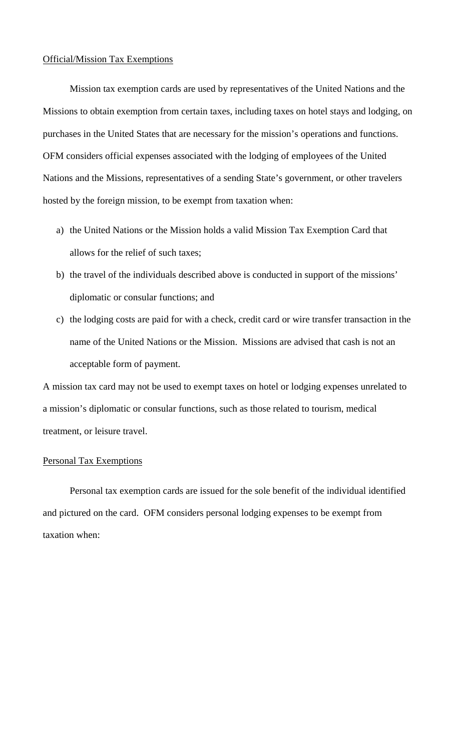Official/Mission Tax Exemptions

Mission tax exemption cards are used by representatives of the United Nations and the Missions to obtain exemption from certain taxes, including taxes on hotel stays and lodging, on purchases in the United States that are necessary for the mission's operations and functions. OFM considers official expenses associated with the lodging of employees of the United Nations and the Missions, representatives of a sending State's government, or other travelers hosted by the foreign mission, to be exempt from taxation when:

a) the United Nations or the Mission holds a valid Mission Tax Exemption Card that allows for the relief of such taxes;

b) the travel of the individuals described above is conducted in support of the missions' diplomatic or consular functions; and

c) the lodging costs are paid for with a check, credit card or wire transfer transaction in the name of the United Nations or the Mission. Missions are advised that cash is not an acceptable form of payment.

A mission tax card may not be used to exempt taxes on hotel or lodging expenses unrelated to a mission's diplomatic or consular functions, such as those related to tourism, medical treatment, or leisure travel.

Personal Tax Exemptions

Personal tax exemption cards are issued for the sole benefit of the individual identified and pictured on the card. OFM considers personal lodging expenses to be exempt from taxation when: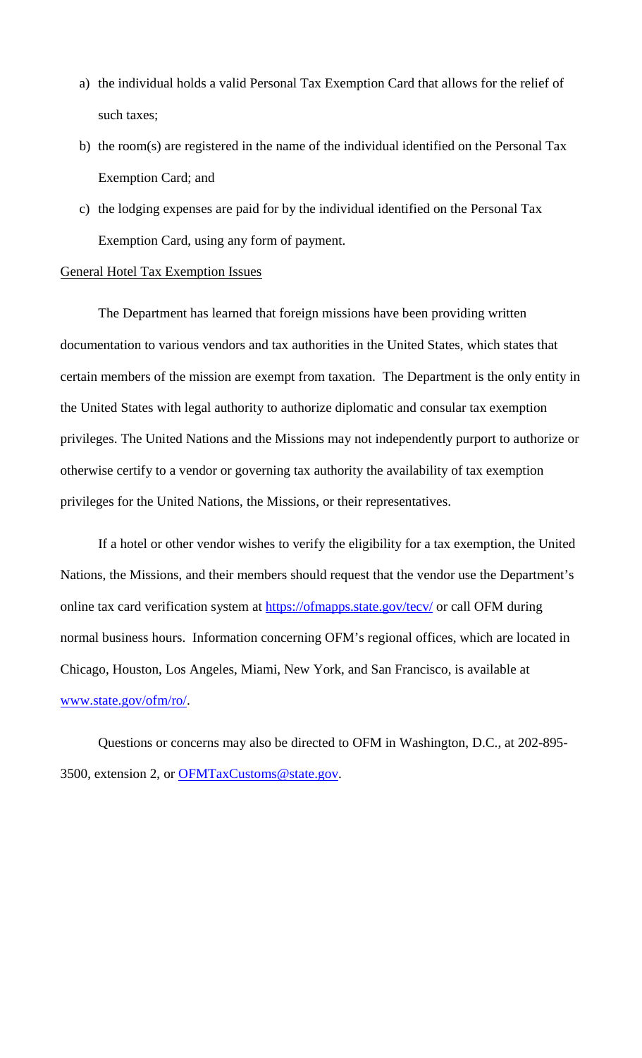a) the individual holds a valid Personal Tax Exemption Card that allows for the relief of such taxes;
b) the room(s) are registered in the name of the individual identified on the Personal Tax Exemption Card; and
c) the lodging expenses are paid for by the individual identified on the Personal Tax Exemption Card, using any form of payment.

General Hotel Tax Exemption Issues

The Department has learned that foreign missions have been providing written documentation to various vendors and tax authorities in the United States, which states that certain members of the mission are exempt from taxation. The Department is the only entity in the United States with legal authority to authorize diplomatic and consular tax exemption privileges. The United Nations and the Missions may not independently purport to authorize or otherwise certify to a vendor or governing tax authority the availability of tax exemption privileges for the United Nations, the Missions, or their representatives.

If a hotel or other vendor wishes to verify the eligibility for a tax exemption, the United Nations, the Missions, and their members should request that the vendor use the Department's online tax card verification system at https://ofmapps.state.gov/tecv/ or call OFM during normal business hours. Information concerning OFM's regional offices, which are located in Chicago, Houston, Los Angeles, Miami, New York, and San Francisco, is available at www.state.gov/ofm/ro/.

Questions or concerns may also be directed to OFM in Washington, D.C., at 202-895-3500, extension 2, or OFMTaxCustoms@state.gov.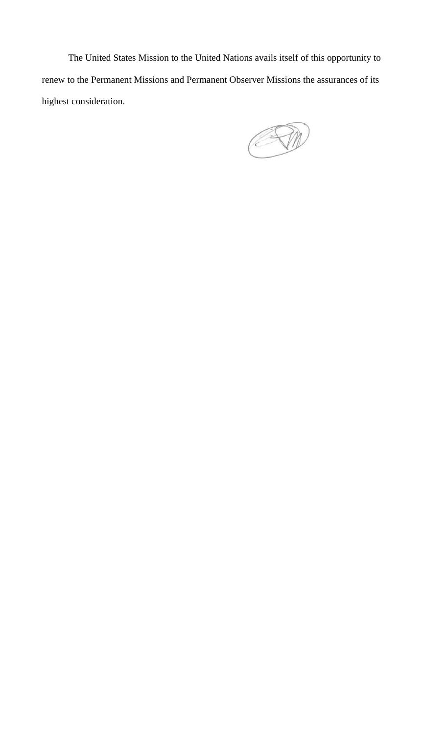The United States Mission to the United Nations avails itself of this opportunity to renew to the Permanent Missions and Permanent Observer Missions the assurances of its highest consideration.